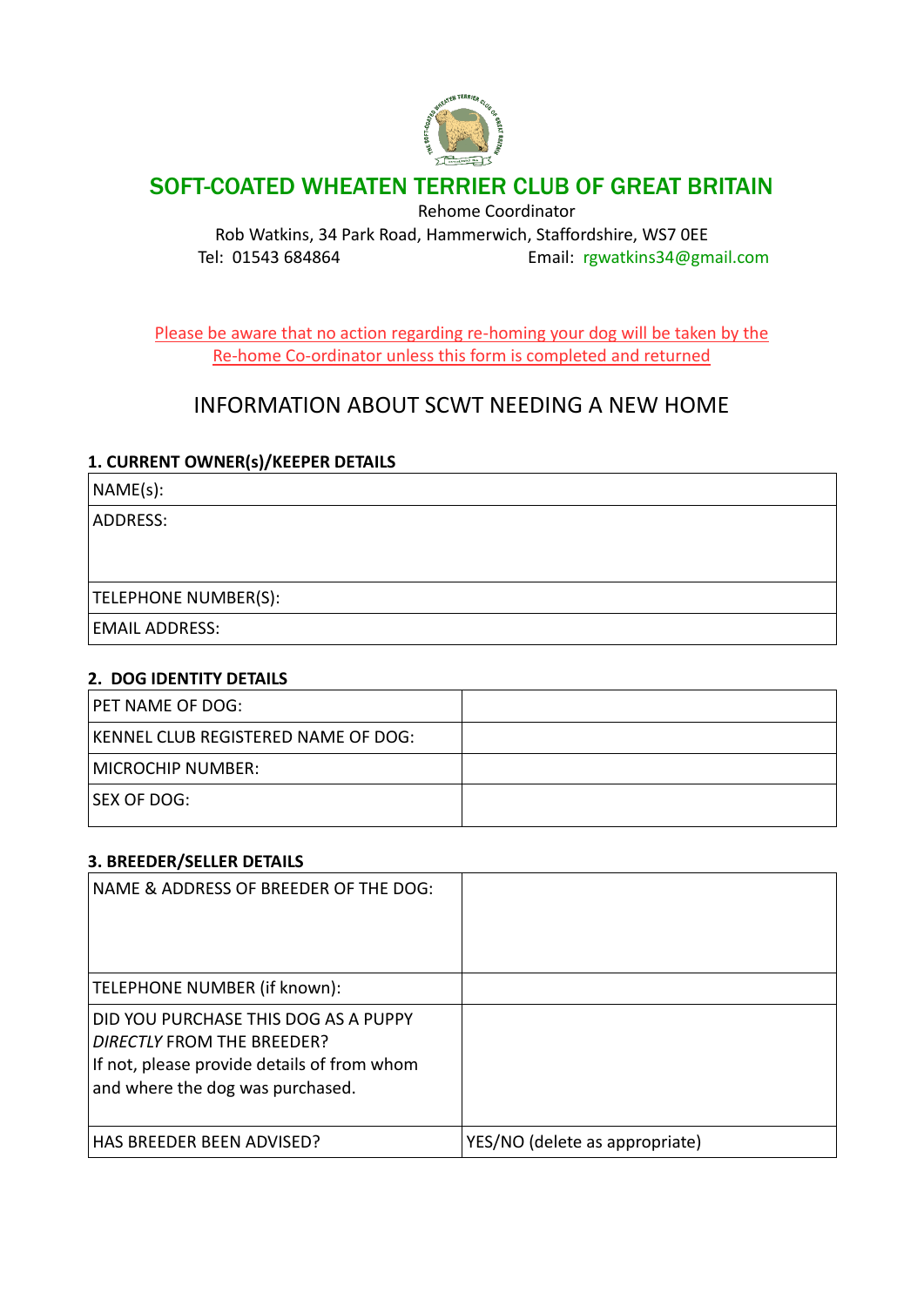# SOFT-COATED WHEATEN TERRIER CLUB OF GREAT BRITAIN

Rehome Coordinator

Rob Watkins, 34 Park Road, Hammerwich, Staffordshire, WS7 0EE

Tel: 01543 684864 Email: rgwatkins34@gmail.com

Please be aware that no action regarding re-homing your dog will be taken by the Re-home Co-ordinator unless this form is completed and returned

## INFORMATION ABOUT SCWT NEEDING A NEW HOME

### 1. CURRENT OWNER(s)/KEEPER DETAILS

| NAME(s): |
|---|
| ADDRESS: |
| TELEPHONE NUMBER(S): |
| EMAIL ADDRESS: |

### 2. DOG IDENTITY DETAILS

| | |
|---|---|
| PET NAME OF DOG: | |
| KENNEL CLUB REGISTERED NAME OF DOG: | |
| MICROCHIP NUMBER: | |
| SEX OF DOG: | |

### 3. BREEDER/SELLER DETAILS

| | |
|---|---|
| NAME & ADDRESS OF BREEDER OF THE DOG: | |
| TELEPHONE NUMBER (if known): | |
| DID YOU PURCHASE THIS DOG AS A PUPPY *DIRECTLY* FROM THE BREEDER? If not, please provide details of from whom and where the dog was purchased. | |
| HAS BREEDER BEEN ADVISED? | YES/NO (delete as appropriate) |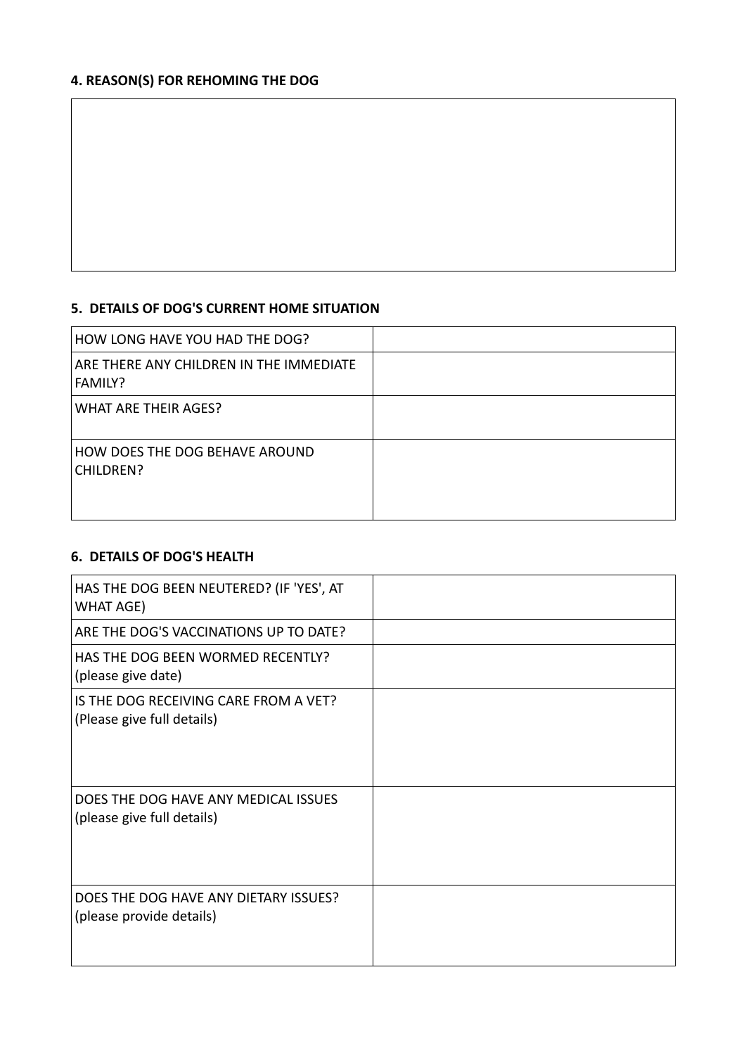#### 4. REASON(S) FOR REHOMING THE DOG

| |
|---|
| |

#### 5. DETAILS OF DOG'S CURRENT HOME SITUATION

| | |
|---|---|
| HOW LONG HAVE YOU HAD THE DOG? | |
| ARE THERE ANY CHILDREN IN THE IMMEDIATE FAMILY? | |
| WHAT ARE THEIR AGES? | |
| HOW DOES THE DOG BEHAVE AROUND CHILDREN? | |

#### 6. DETAILS OF DOG'S HEALTH

| | |
|---|---|
| HAS THE DOG BEEN NEUTERED? (IF 'YES', AT WHAT AGE) | |
| ARE THE DOG'S VACCINATIONS UP TO DATE? | |
| HAS THE DOG BEEN WORMED RECENTLY? (please give date) | |
| IS THE DOG RECEIVING CARE FROM A VET? (Please give full details) | |
| DOES THE DOG HAVE ANY MEDICAL ISSUES (please give full details) | |
| DOES THE DOG HAVE ANY DIETARY ISSUES? (please provide details) | |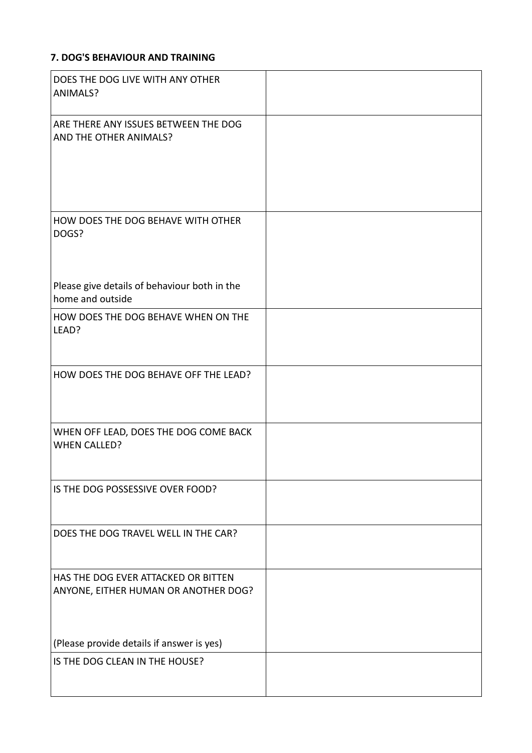**7. DOG'S BEHAVIOUR AND TRAINING**

| | |
|---|---|
| DOES THE DOG LIVE WITH ANY OTHER ANIMALS? | |
| ARE THERE ANY ISSUES BETWEEN THE DOG AND THE OTHER ANIMALS? | |
| HOW DOES THE DOG BEHAVE WITH OTHER DOGS?<br><br>Please give details of behaviour both in the home and outside | |
| HOW DOES THE DOG BEHAVE WHEN ON THE LEAD? | |
| HOW DOES THE DOG BEHAVE OFF THE LEAD? | |
| WHEN OFF LEAD, DOES THE DOG COME BACK WHEN CALLED? | |
| IS THE DOG POSSESSIVE OVER FOOD? | |
| DOES THE DOG TRAVEL WELL IN THE CAR? | |
| HAS THE DOG EVER ATTACKED OR BITTEN ANYONE, EITHER HUMAN OR ANOTHER DOG?<br><br>(Please provide details if answer is yes) | |
| IS THE DOG CLEAN IN THE HOUSE? | |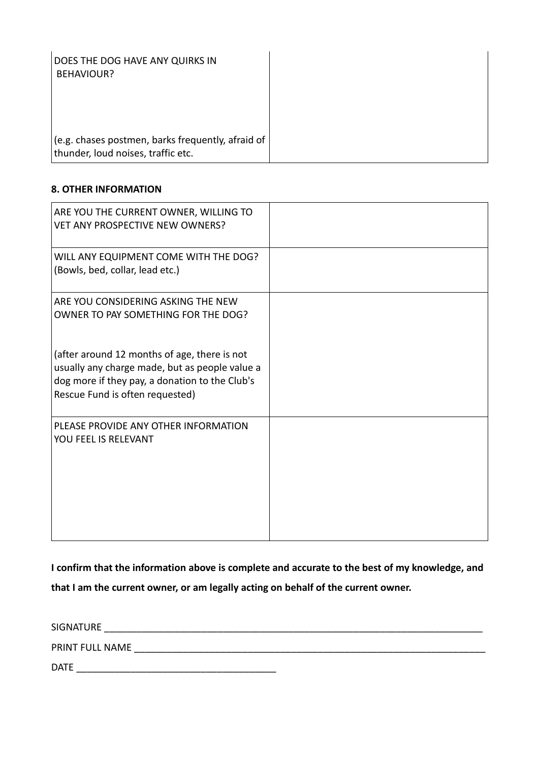| DOES THE DOG HAVE ANY QUIRKS IN BEHAVIOUR?<br><br>(e.g. chases postmen, barks frequently, afraid of thunder, loud noises, traffic etc. | |
|---|---|

**8. OTHER INFORMATION**

| ARE YOU THE CURRENT OWNER, WILLING TO VET ANY PROSPECTIVE NEW OWNERS? | |
|---|---|
| WILL ANY EQUIPMENT COME WITH THE DOG? (Bowls, bed, collar, lead etc.) | |
| ARE YOU CONSIDERING ASKING THE NEW OWNER TO PAY SOMETHING FOR THE DOG?<br><br>(after around 12 months of age, there is not usually any charge made, but as people value a dog more if they pay, a donation to the Club's Rescue Fund is often requested) | |
| PLEASE PROVIDE ANY OTHER INFORMATION YOU FEEL IS RELEVANT | |

**I confirm that the information above is complete and accurate to the best of my knowledge, and that I am the current owner, or am legally acting on behalf of the current owner.**

SIGNATURE ___________________________________________________________________________

PRINT FULL NAME ______________________________________________________________________

DATE ______________________________________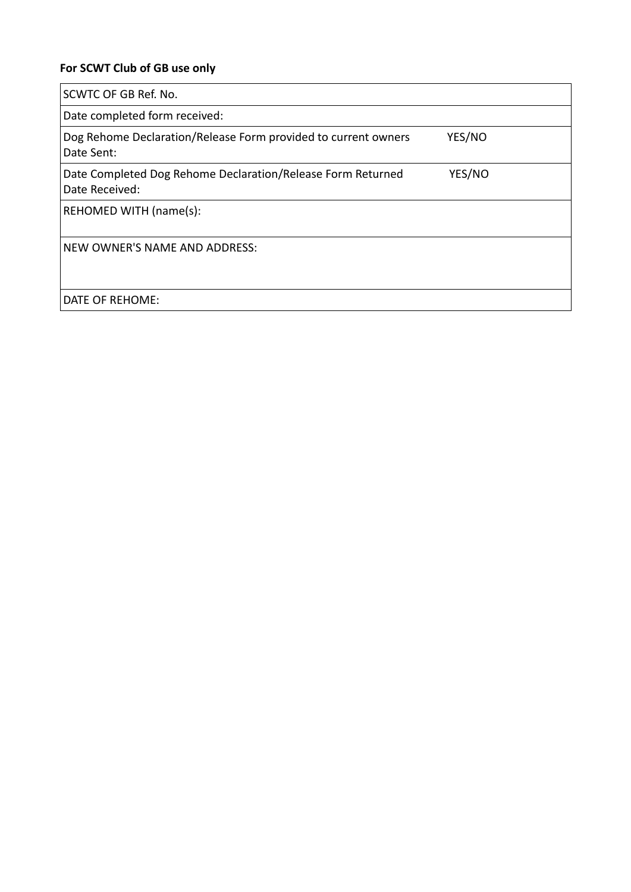**For SCWT Club of GB use only**

| | |
|---|---|
| SCWTC OF GB Ref. No. | |
| Date completed form received: | |
| Dog Rehome Declaration/Release Form provided to current owners<br>Date Sent: | YES/NO |
| Date Completed Dog Rehome Declaration/Release Form Returned<br>Date Received: | YES/NO |
| REHOMED WITH (name(s): | |
| NEW OWNER'S NAME AND ADDRESS: | |
| DATE OF REHOME: | |